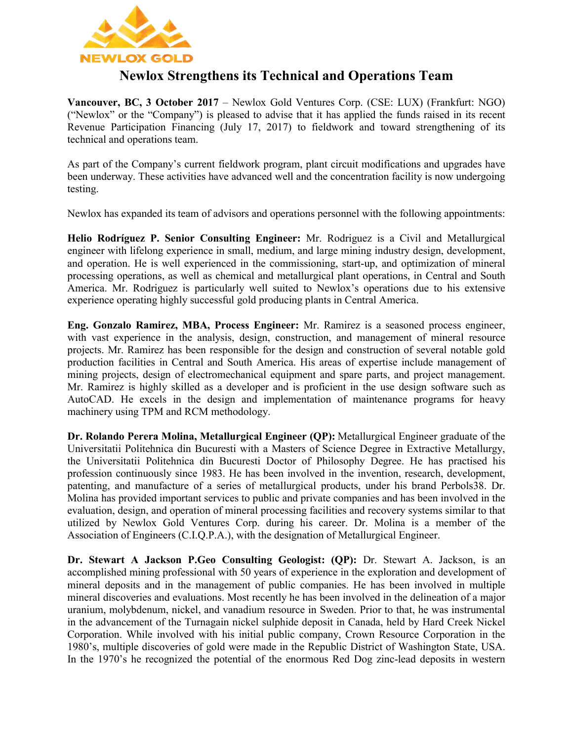NEWLOX GOLD

# Newlox Strengthens its Technical and Operations Team

**Vancouver, BC, 3 October 2017** – Newlox Gold Ventures Corp. (CSE: LUX) (Frankfurt: NGO) ("Newlox" or the "Company") is pleased to advise that it has applied the funds raised in its recent Revenue Participation Financing (July 17, 2017) to fieldwork and toward strengthening of its technical and operations team.

As part of the Company's current fieldwork program, plant circuit modifications and upgrades have been underway. These activities have advanced well and the concentration facility is now undergoing testing.

Newlox has expanded its team of advisors and operations personnel with the following appointments:

**Helio Rodríguez P. Senior Consulting Engineer:** Mr. Rodriguez is a Civil and Metallurgical engineer with lifelong experience in small, medium, and large mining industry design, development, and operation. He is well experienced in the commissioning, start-up, and optimization of mineral processing operations, as well as chemical and metallurgical plant operations, in Central and South America. Mr. Rodriguez is particularly well suited to Newlox's operations due to his extensive experience operating highly successful gold producing plants in Central America.

**Eng. Gonzalo Ramirez, MBA, Process Engineer:** Mr. Ramirez is a seasoned process engineer, with vast experience in the analysis, design, construction, and management of mineral resource projects. Mr. Ramirez has been responsible for the design and construction of several notable gold production facilities in Central and South America. His areas of expertise include management of mining projects, design of electromechanical equipment and spare parts, and project management. Mr. Ramirez is highly skilled as a developer and is proficient in the use design software such as AutoCAD. He excels in the design and implementation of maintenance programs for heavy machinery using TPM and RCM methodology.

**Dr. Rolando Perera Molina, Metallurgical Engineer (QP):** Metallurgical Engineer graduate of the Universitatii Politehnica din Bucuresti with a Masters of Science Degree in Extractive Metallurgy, the Universitatii Politehnica din Bucuresti Doctor of Philosophy Degree. He has practised his profession continuously since 1983. He has been involved in the invention, research, development, patenting, and manufacture of a series of metallurgical products, under his brand Perbols38. Dr. Molina has provided important services to public and private companies and has been involved in the evaluation, design, and operation of mineral processing facilities and recovery systems similar to that utilized by Newlox Gold Ventures Corp. during his career. Dr. Molina is a member of the Association of Engineers (C.I.Q.P.A.), with the designation of Metallurgical Engineer.

**Dr. Stewart A Jackson P.Geo Consulting Geologist: (QP):** Dr. Stewart A. Jackson, is an accomplished mining professional with 50 years of experience in the exploration and development of mineral deposits and in the management of public companies. He has been involved in multiple mineral discoveries and evaluations. Most recently he has been involved in the delineation of a major uranium, molybdenum, nickel, and vanadium resource in Sweden. Prior to that, he was instrumental in the advancement of the Turnagain nickel sulphide deposit in Canada, held by Hard Creek Nickel Corporation. While involved with his initial public company, Crown Resource Corporation in the 1980's, multiple discoveries of gold were made in the Republic District of Washington State, USA. In the 1970's he recognized the potential of the enormous Red Dog zinc-lead deposits in western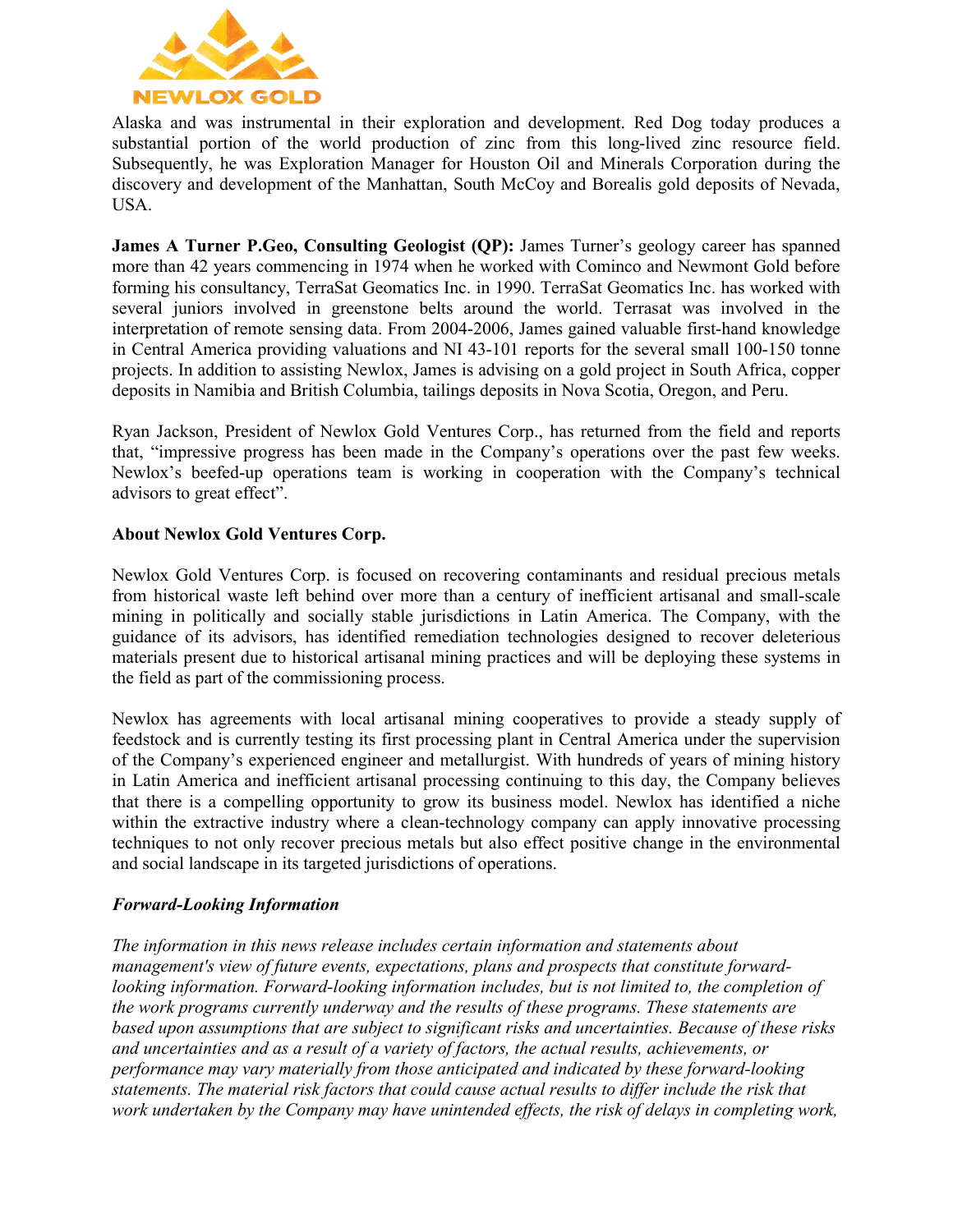Alaska and was instrumental in their exploration and development. Red Dog today produces a substantial portion of the world production of zinc from this long-lived zinc resource field. Subsequently, he was Exploration Manager for Houston Oil and Minerals Corporation during the discovery and development of the Manhattan, South McCoy and Borealis gold deposits of Nevada, USA.

**James A Turner P.Geo, Consulting Geologist (QP):** James Turner's geology career has spanned more than 42 years commencing in 1974 when he worked with Cominco and Newmont Gold before forming his consultancy, TerraSat Geomatics Inc. in 1990. TerraSat Geomatics Inc. has worked with several juniors involved in greenstone belts around the world. Terrasat was involved in the interpretation of remote sensing data. From 2004-2006, James gained valuable first-hand knowledge in Central America providing valuations and NI 43-101 reports for the several small 100-150 tonne projects. In addition to assisting Newlox, James is advising on a gold project in South Africa, copper deposits in Namibia and British Columbia, tailings deposits in Nova Scotia, Oregon, and Peru.

Ryan Jackson, President of Newlox Gold Ventures Corp., has returned from the field and reports that, "impressive progress has been made in the Company's operations over the past few weeks. Newlox's beefed-up operations team is working in cooperation with the Company's technical advisors to great effect".

**About Newlox Gold Ventures Corp.**

Newlox Gold Ventures Corp. is focused on recovering contaminants and residual precious metals from historical waste left behind over more than a century of inefficient artisanal and small-scale mining in politically and socially stable jurisdictions in Latin America. The Company, with the guidance of its advisors, has identified remediation technologies designed to recover deleterious materials present due to historical artisanal mining practices and will be deploying these systems in the field as part of the commissioning process.

Newlox has agreements with local artisanal mining cooperatives to provide a steady supply of feedstock and is currently testing its first processing plant in Central America under the supervision of the Company's experienced engineer and metallurgist. With hundreds of years of mining history in Latin America and inefficient artisanal processing continuing to this day, the Company believes that there is a compelling opportunity to grow its business model. Newlox has identified a niche within the extractive industry where a clean-technology company can apply innovative processing techniques to not only recover precious metals but also effect positive change in the environmental and social landscape in its targeted jurisdictions of operations.

***Forward-Looking Information***

*The information in this news release includes certain information and statements about management's view of future events, expectations, plans and prospects that constitute forward-looking information. Forward-looking information includes, but is not limited to, the completion of the work programs currently underway and the results of these programs. These statements are based upon assumptions that are subject to significant risks and uncertainties. Because of these risks and uncertainties and as a result of a variety of factors, the actual results, achievements, or performance may vary materially from those anticipated and indicated by these forward-looking statements. The material risk factors that could cause actual results to differ include the risk that work undertaken by the Company may have unintended effects, the risk of delays in completing work,*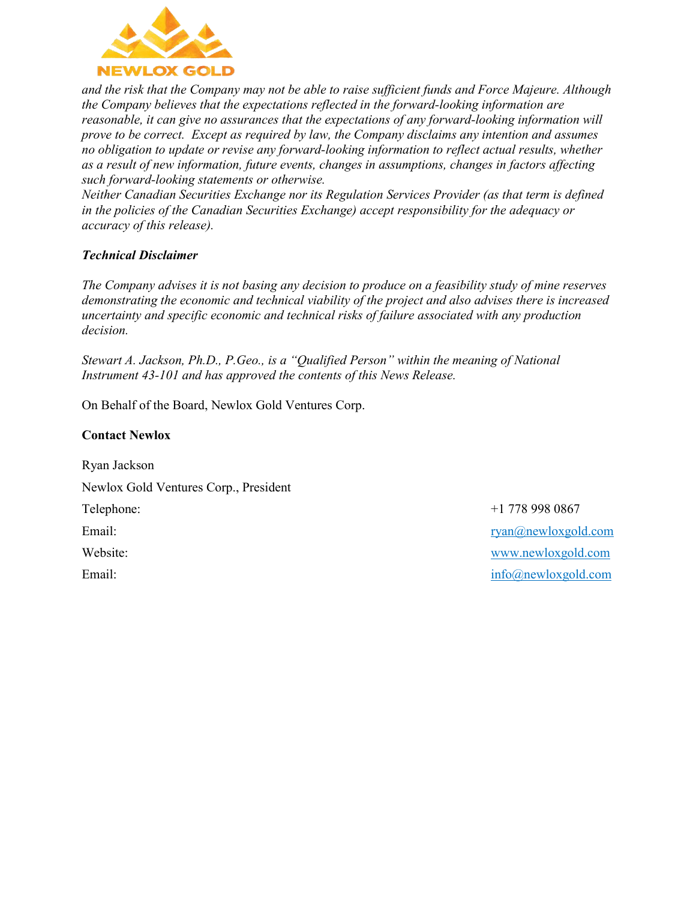*and the risk that the Company may not be able to raise sufficient funds and Force Majeure. Although the Company believes that the expectations reflected in the forward-looking information are reasonable, it can give no assurances that the expectations of any forward-looking information will prove to be correct. Except as required by law, the Company disclaims any intention and assumes no obligation to update or revise any forward-looking information to reflect actual results, whether as a result of new information, future events, changes in assumptions, changes in factors affecting such forward-looking statements or otherwise.*

*Neither Canadian Securities Exchange nor its Regulation Services Provider (as that term is defined in the policies of the Canadian Securities Exchange) accept responsibility for the adequacy or accuracy of this release).*

***Technical Disclaimer***

*The Company advises it is not basing any decision to produce on a feasibility study of mine reserves demonstrating the economic and technical viability of the project and also advises there is increased uncertainty and specific economic and technical risks of failure associated with any production decision.*

*Stewart A. Jackson, Ph.D., P.Geo., is a "Qualified Person" within the meaning of National Instrument 43-101 and has approved the contents of this News Release.*

On Behalf of the Board, Newlox Gold Ventures Corp.

**Contact Newlox**

Ryan Jackson

Newlox Gold Ventures Corp., President

| | |
|---|---|
| Telephone: | +1 778 998 0867 |
| Email: | ryan@newloxgold.com |
| Website: | www.newloxgold.com |
| Email: | info@newloxgold.com |